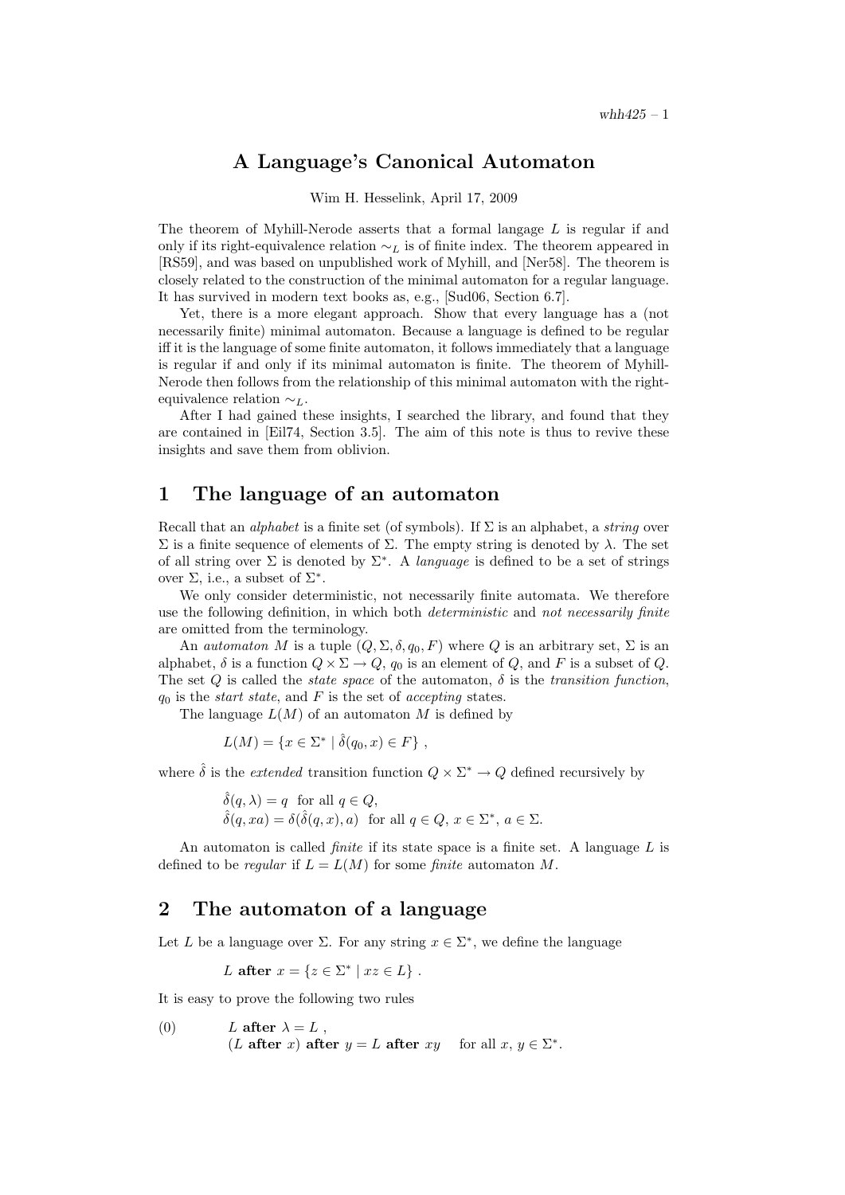# A Language's Canonical Automaton

Wim H. Hesselink, April 17, 2009

The theorem of Myhill-Nerode asserts that a formal langage $L$ is regular if and only if its right-equivalence relation $\sim_L$ is of finite index. The theorem appeared in [RS59], and was based on unpublished work of Myhill, and [Ner58]. The theorem is closely related to the construction of the minimal automaton for a regular language. It has survived in modern text books as, e.g., [Sud06, Section 6.7].

Yet, there is a more elegant approach. Show that every language has a (not necessarily finite) minimal automaton. Because a language is defined to be regular iff it is the language of some finite automaton, it follows immediately that a language is regular if and only if its minimal automaton is finite. The theorem of Myhill-Nerode then follows from the relationship of this minimal automaton with the right-equivalence relation $\sim_L$.

After I had gained these insights, I searched the library, and found that they are contained in [Eil74, Section 3.5]. The aim of this note is thus to revive these insights and save them from oblivion.

## 1 The language of an automaton

Recall that an *alphabet* is a finite set (of symbols). If $\Sigma$ is an alphabet, a *string* over $\Sigma$ is a finite sequence of elements of $\Sigma$. The empty string is denoted by $\lambda$. The set of all string over $\Sigma$ is denoted by $\Sigma^*$. A *language* is defined to be a set of strings over $\Sigma$, i.e., a subset of $\Sigma^*$.

We only consider deterministic, not necessarily finite automata. We therefore use the following definition, in which both *deterministic* and *not necessarily finite* are omitted from the terminology.

An *automaton* $M$ is a tuple $(Q, \Sigma, \delta, q_0, F)$ where $Q$ is an arbitrary set, $\Sigma$ is an alphabet, $\delta$ is a function $Q \times \Sigma \to Q$, $q_0$ is an element of $Q$, and $F$ is a subset of $Q$. The set $Q$ is called the *state space* of the automaton, $\delta$ is the *transition function*, $q_0$ is the *start state*, and $F$ is the set of *accepting* states.

The language $L(M)$ of an automaton $M$ is defined by

$$L(M) = \{x \in \Sigma^* \mid \hat{\delta}(q_0, x) \in F\} ,$$

where $\hat{\delta}$ is the *extended* transition function $Q \times \Sigma^* \to Q$ defined recursively by

$$\begin{aligned}
&\hat{\delta}(q, \lambda) = q \quad \text{for all } q \in Q, \\
&\hat{\delta}(q, xa) = \delta(\hat{\delta}(q, x), a) \quad \text{for all } q \in Q,\ x \in \Sigma^*,\ a \in \Sigma.
\end{aligned}$$

An automaton is called *finite* if its state space is a finite set. A language $L$ is defined to be *regular* if $L = L(M)$ for some *finite* automaton $M$.

## 2 The automaton of a language

Let $L$ be a language over $\Sigma$. For any string $x \in \Sigma^*$, we define the language

$$L \textbf{ after } x = \{z \in \Sigma^* \mid xz \in L\} .$$

It is easy to prove the following two rules

$$\begin{aligned}
(0) \qquad & L \textbf{ after } \lambda = L , \\
& (L \textbf{ after } x) \textbf{ after } y = L \textbf{ after } xy \quad \text{for all } x, y \in \Sigma^*.
\end{aligned}$$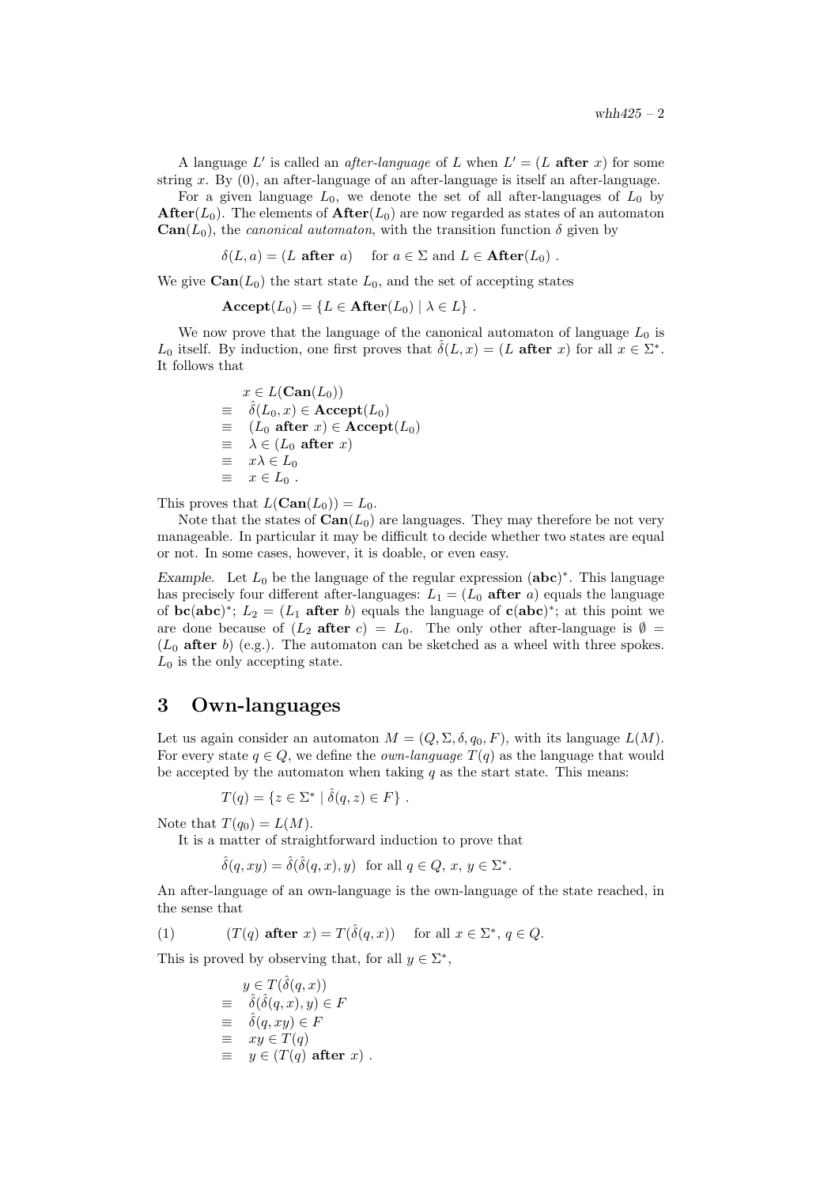A language $L'$ is called an *after-language* of $L$ when $L' = (L \textbf{ after } x)$ for some string $x$. By (0), an after-language of an after-language is itself an after-language.

For a given language $L_0$, we denote the set of all after-languages of $L_0$ by $\textbf{After}(L_0)$. The elements of $\textbf{After}(L_0)$ are now regarded as states of an automaton $\textbf{Can}(L_0)$, the *canonical automaton*, with the transition function $\delta$ given by

$$\delta(L, a) = (L \textbf{ after } a) \quad \text{for } a \in \Sigma \text{ and } L \in \textbf{After}(L_0) \ .$$

We give $\textbf{Can}(L_0)$ the start state $L_0$, and the set of accepting states

$$\textbf{Accept}(L_0) = \{ L \in \textbf{After}(L_0) \mid \lambda \in L \} \ .$$

We now prove that the language of the canonical automaton of language $L_0$ is $L_0$ itself. By induction, one first proves that $\hat{\delta}(L, x) = (L \textbf{ after } x)$ for all $x \in \Sigma^*$. It follows that

$$
\begin{aligned}
& x \in L(\textbf{Can}(L_0)) \\
\equiv \quad & \hat{\delta}(L_0, x) \in \textbf{Accept}(L_0) \\
\equiv \quad & (L_0 \textbf{ after } x) \in \textbf{Accept}(L_0) \\
\equiv \quad & \lambda \in (L_0 \textbf{ after } x) \\
\equiv \quad & x\lambda \in L_0 \\
\equiv \quad & x \in L_0 \ .
\end{aligned}
$$

This proves that $L(\textbf{Can}(L_0)) = L_0$.

Note that the states of $\textbf{Can}(L_0)$ are languages. They may therefore be not very manageable. In particular it may be difficult to decide whether two states are equal or not. In some cases, however, it is doable, or even easy.

*Example.* Let $L_0$ be the language of the regular expression $(\mathbf{abc})^*$. This language has precisely four different after-languages: $L_1 = (L_0 \textbf{ after } a)$ equals the language of $\mathbf{bc}(\mathbf{abc})^*$; $L_2 = (L_1 \textbf{ after } b)$ equals the language of $\mathbf{c}(\mathbf{abc})^*$; at this point we are done because of $(L_2 \textbf{ after } c) = L_0$. The only other after-language is $\emptyset = (L_0 \textbf{ after } b)$ (e.g.). The automaton can be sketched as a wheel with three spokes. $L_0$ is the only accepting state.

## 3 Own-languages

Let us again consider an automaton $M = (Q, \Sigma, \delta, q_0, F)$, with its language $L(M)$. For every state $q \in Q$, we define the *own-language* $T(q)$ as the language that would be accepted by the automaton when taking $q$ as the start state. This means:

$$T(q) = \{ z \in \Sigma^* \mid \hat{\delta}(q, z) \in F \} \ .$$

Note that $T(q_0) = L(M)$.

It is a matter of straightforward induction to prove that

$$\hat{\delta}(q, xy) = \hat{\delta}(\hat{\delta}(q, x), y) \ \text{ for all } q \in Q, \ x, \ y \in \Sigma^*.$$

An after-language of an own-language is the own-language of the state reached, in the sense that

$$(1) \qquad (T(q) \textbf{ after } x) = T(\hat{\delta}(q, x)) \quad \text{for all } x \in \Sigma^*, \ q \in Q.$$

This is proved by observing that, for all $y \in \Sigma^*$,

$$
\begin{aligned}
& y \in T(\hat{\delta}(q, x)) \\
\equiv \quad & \hat{\delta}(\hat{\delta}(q, x), y) \in F \\
\equiv \quad & \hat{\delta}(q, xy) \in F \\
\equiv \quad & xy \in T(q) \\
\equiv \quad & y \in (T(q) \textbf{ after } x) \ .
\end{aligned}
$$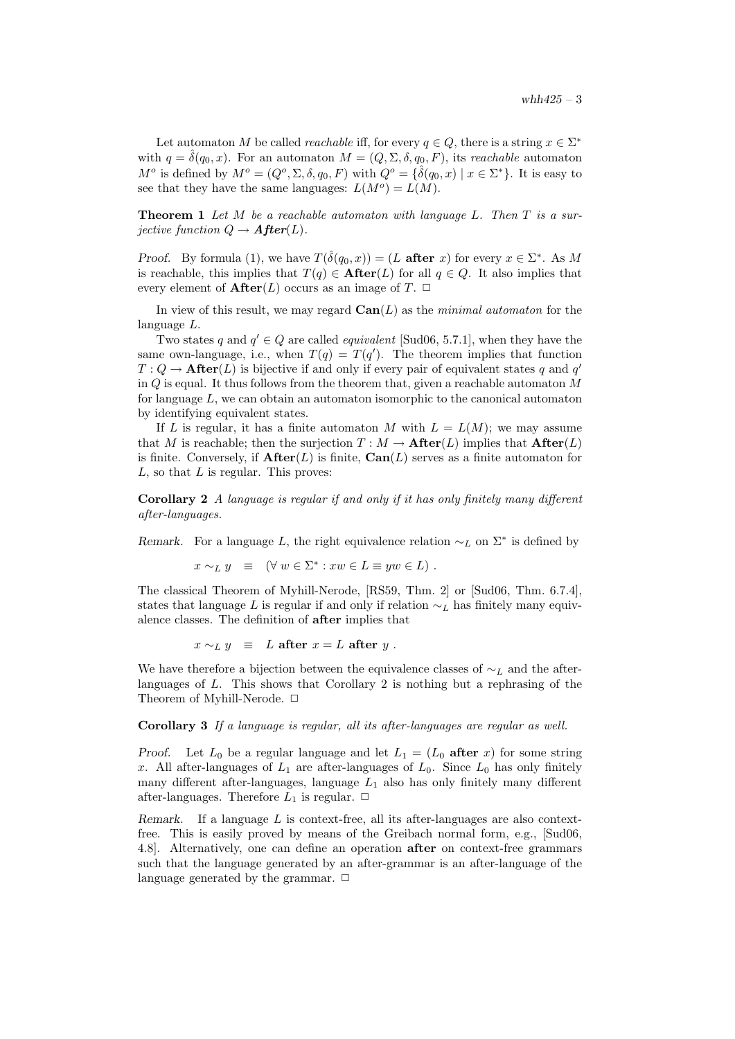Let automaton $M$ be called *reachable* iff, for every $q \in Q$, there is a string $x \in \Sigma^*$ with $q = \hat{\delta}(q_0, x)$. For an automaton $M = (Q, \Sigma, \delta, q_0, F)$, its *reachable* automaton $M^o$ is defined by $M^o = (Q^o, \Sigma, \delta, q_0, F)$ with $Q^o = \{\hat{\delta}(q_0, x) \mid x \in \Sigma^*\}$. It is easy to see that they have the same languages: $L(M^o) = L(M)$.

**Theorem 1** *Let $M$ be a reachable automaton with language $L$. Then $T$ is a surjective function $Q \to \textbf{After}(L)$.*

*Proof.* By formula (1), we have $T(\hat{\delta}(q_0, x)) = (L \textbf{ after } x)$ for every $x \in \Sigma^*$. As $M$ is reachable, this implies that $T(q) \in \textbf{After}(L)$ for all $q \in Q$. It also implies that every element of $\textbf{After}(L)$ occurs as an image of $T$. □

In view of this result, we may regard $\textbf{Can}(L)$ as the *minimal automaton* for the language $L$.

Two states $q$ and $q' \in Q$ are called *equivalent* [Sud06, 5.7.1], when they have the same own-language, i.e., when $T(q) = T(q')$. The theorem implies that function $T : Q \to \textbf{After}(L)$ is bijective if and only if every pair of equivalent states $q$ and $q'$ in $Q$ is equal. It thus follows from the theorem that, given a reachable automaton $M$ for language $L$, we can obtain an automaton isomorphic to the canonical automaton by identifying equivalent states.

If $L$ is regular, it has a finite automaton $M$ with $L = L(M)$; we may assume that $M$ is reachable; then the surjection $T : M \to \textbf{After}(L)$ implies that $\textbf{After}(L)$ is finite. Conversely, if $\textbf{After}(L)$ is finite, $\textbf{Can}(L)$ serves as a finite automaton for $L$, so that $L$ is regular. This proves:

**Corollary 2** *A language is regular if and only if it has only finitely many different after-languages.*

*Remark.* For a language $L$, the right equivalence relation $\sim_L$ on $\Sigma^*$ is defined by

$$x \sim_L y \quad \equiv \quad (\forall\, w \in \Sigma^* : xw \in L \equiv yw \in L) \ .$$

The classical Theorem of Myhill-Nerode, [RS59, Thm. 2] or [Sud06, Thm. 6.7.4], states that language $L$ is regular if and only if relation $\sim_L$ has finitely many equivalence classes. The definition of **after** implies that

$$x \sim_L y \quad \equiv \quad L \textbf{ after } x = L \textbf{ after } y \ .$$

We have therefore a bijection between the equivalence classes of $\sim_L$ and the after-languages of $L$. This shows that Corollary 2 is nothing but a rephrasing of the Theorem of Myhill-Nerode. □

**Corollary 3** *If a language is regular, all its after-languages are regular as well.*

*Proof.* Let $L_0$ be a regular language and let $L_1 = (L_0 \textbf{ after } x)$ for some string $x$. All after-languages of $L_1$ are after-languages of $L_0$. Since $L_0$ has only finitely many different after-languages, language $L_1$ also has only finitely many different after-languages. Therefore $L_1$ is regular. □

*Remark.* If a language $L$ is context-free, all its after-languages are also context-free. This is easily proved by means of the Greibach normal form, e.g., [Sud06, 4.8]. Alternatively, one can define an operation **after** on context-free grammars such that the language generated by an after-grammar is an after-language of the language generated by the grammar. □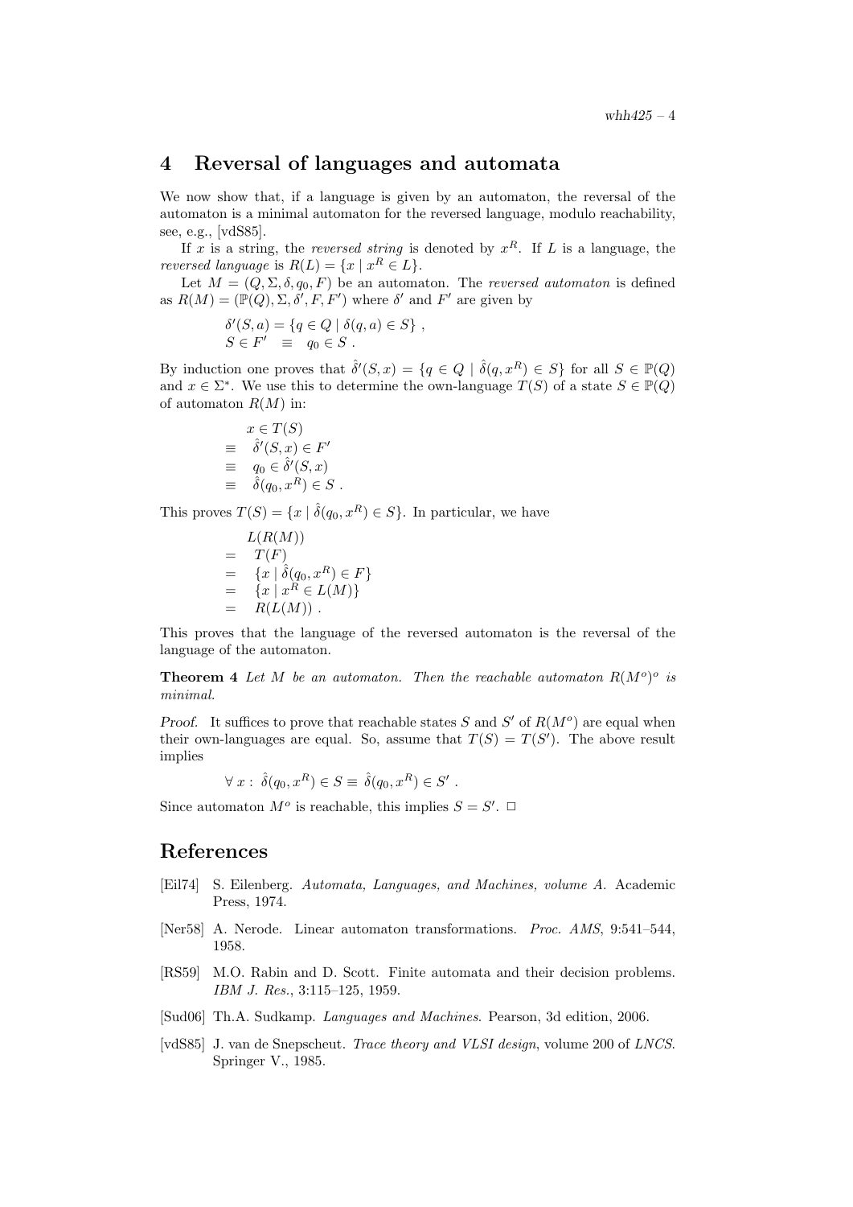## 4 Reversal of languages and automata

We now show that, if a language is given by an automaton, the reversal of the automaton is a minimal automaton for the reversed language, modulo reachability, see, e.g., [vdS85].

If $x$ is a string, the *reversed string* is denoted by $x^R$. If $L$ is a language, the *reversed language* is $R(L) = \{x \mid x^R \in L\}$.

Let $M = (Q, \Sigma, \delta, q_0, F)$ be an automaton. The *reversed automaton* is defined as $R(M) = (\mathbb{P}(Q), \Sigma, \delta', F, F')$ where $\delta'$ and $F'$ are given by

$$\begin{aligned} &\delta'(S, a) = \{q \in Q \mid \delta(q, a) \in S\} \ , \\ &S \in F' \quad \equiv \quad q_0 \in S \ . \end{aligned}$$

By induction one proves that $\hat{\delta}'(S, x) = \{q \in Q \mid \hat{\delta}(q, x^R) \in S\}$ for all $S \in \mathbb{P}(Q)$ and $x \in \Sigma^*$. We use this to determine the own-language $T(S)$ of a state $S \in \mathbb{P}(Q)$ of automaton $R(M)$ in:

$$\begin{aligned} & \quad x \in T(S) \\ \equiv & \quad \hat{\delta}'(S, x) \in F' \\ \equiv & \quad q_0 \in \hat{\delta}'(S, x) \\ \equiv & \quad \hat{\delta}(q_0, x^R) \in S \ . \end{aligned}$$

This proves $T(S) = \{x \mid \hat{\delta}(q_0, x^R) \in S\}$. In particular, we have

$$\begin{aligned} & \quad L(R(M)) \\ = & \quad T(F) \\ = & \quad \{x \mid \hat{\delta}(q_0, x^R) \in F\} \\ = & \quad \{x \mid x^R \in L(M)\} \\ = & \quad R(L(M)) \ . \end{aligned}$$

This proves that the language of the reversed automaton is the reversal of the language of the automaton.

**Theorem 4** *Let $M$ be an automaton. Then the reachable automaton $R(M^o)^o$ is minimal.*

*Proof.* It suffices to prove that reachable states $S$ and $S'$ of $R(M^o)$ are equal when their own-languages are equal. So, assume that $T(S) = T(S')$. The above result implies

$$\forall \, x : \ \hat{\delta}(q_0, x^R) \in S \equiv \hat{\delta}(q_0, x^R) \in S' \ .$$

Since automaton $M^o$ is reachable, this implies $S = S'$. □

## References

[Eil74] S. Eilenberg. *Automata, Languages, and Machines, volume A*. Academic Press, 1974.

[Ner58] A. Nerode. Linear automaton transformations. *Proc. AMS*, 9:541–544, 1958.

[RS59] M.O. Rabin and D. Scott. Finite automata and their decision problems. *IBM J. Res.*, 3:115–125, 1959.

[Sud06] Th.A. Sudkamp. *Languages and Machines.* Pearson, 3d edition, 2006.

[vdS85] J. van de Snepscheut. *Trace theory and VLSI design*, volume 200 of *LNCS*. Springer V., 1985.